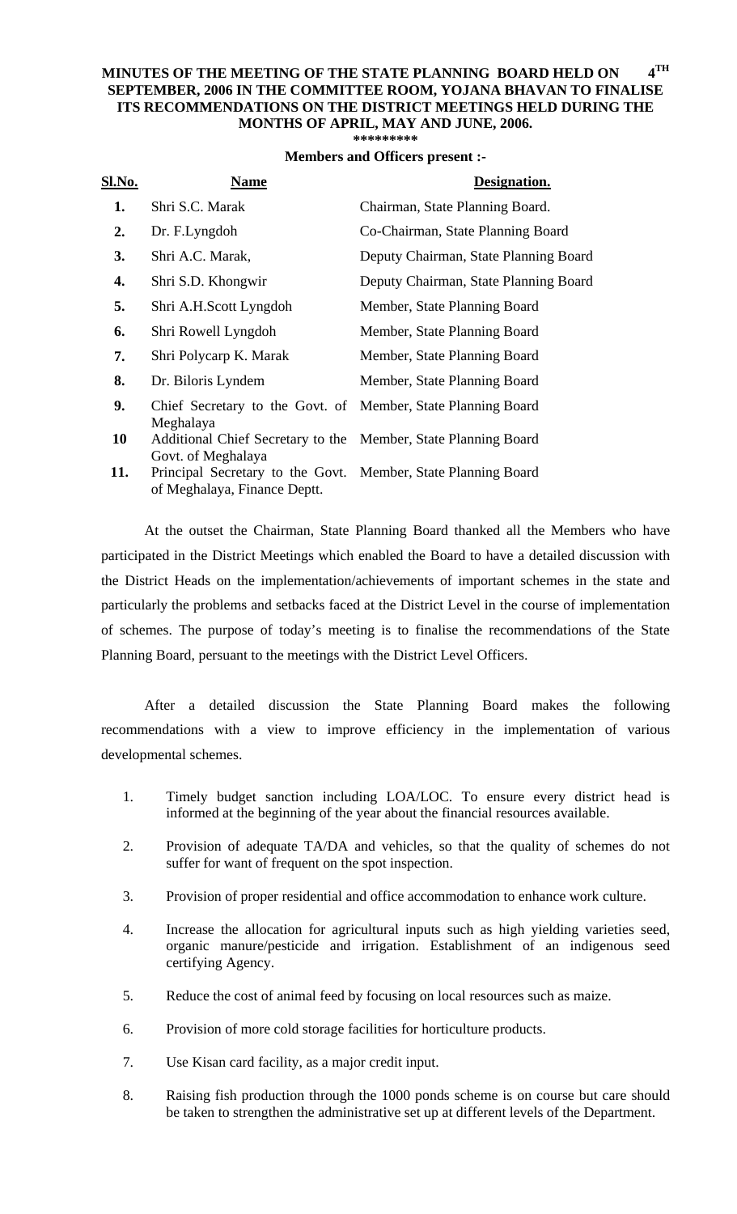**MINUTES OF THE MEETING OF THE STATE PLANNING BOARD HELD ON 4TH SEPTEMBER, 2006 IN THE COMMITTEE ROOM, YOJANA BHAVAN TO FINALISE ITS RECOMMENDATIONS ON THE DISTRICT MEETINGS HELD DURING THE MONTHS OF APRIL, MAY AND JUNE, 2006.**

\*\*\*\*\*\*\*\*\*

**Members and Officers present :-**

| Sl.No. | Name | Designation. |
|---|---|---|
| 1. | Shri S.C. Marak | Chairman, State Planning Board. |
| 2. | Dr. F.Lyngdoh | Co-Chairman, State Planning Board |
| 3. | Shri A.C. Marak, | Deputy Chairman, State Planning Board |
| 4. | Shri S.D. Khongwir | Deputy Chairman, State Planning Board |
| 5. | Shri A.H.Scott Lyngdoh | Member, State Planning Board |
| 6. | Shri Rowell Lyngdoh | Member, State Planning Board |
| 7. | Shri Polycarp K. Marak | Member, State Planning Board |
| 8. | Dr. Biloris Lyndem | Member, State Planning Board |
| 9. | Chief Secretary to the Govt. of Meghalaya | Member, State Planning Board |
| 10 | Additional Chief Secretary to the Govt. of Meghalaya | Member, State Planning Board |
| 11. | Principal Secretary to the Govt. of Meghalaya, Finance Deptt. | Member, State Planning Board |

At the outset the Chairman, State Planning Board thanked all the Members who have participated in the District Meetings which enabled the Board to have a detailed discussion with the District Heads on the implementation/achievements of important schemes in the state and particularly the problems and setbacks faced at the District Level in the course of implementation of schemes. The purpose of today's meeting is to finalise the recommendations of the State Planning Board, persuant to the meetings with the District Level Officers.

After a detailed discussion the State Planning Board makes the following recommendations with a view to improve efficiency in the implementation of various developmental schemes.

1. Timely budget sanction including LOA/LOC. To ensure every district head is informed at the beginning of the year about the financial resources available.
2. Provision of adequate TA/DA and vehicles, so that the quality of schemes do not suffer for want of frequent on the spot inspection.
3. Provision of proper residential and office accommodation to enhance work culture.
4. Increase the allocation for agricultural inputs such as high yielding varieties seed, organic manure/pesticide and irrigation. Establishment of an indigenous seed certifying Agency.
5. Reduce the cost of animal feed by focusing on local resources such as maize.
6. Provision of more cold storage facilities for horticulture products.
7. Use Kisan card facility, as a major credit input.
8. Raising fish production through the 1000 ponds scheme is on course but care should be taken to strengthen the administrative set up at different levels of the Department.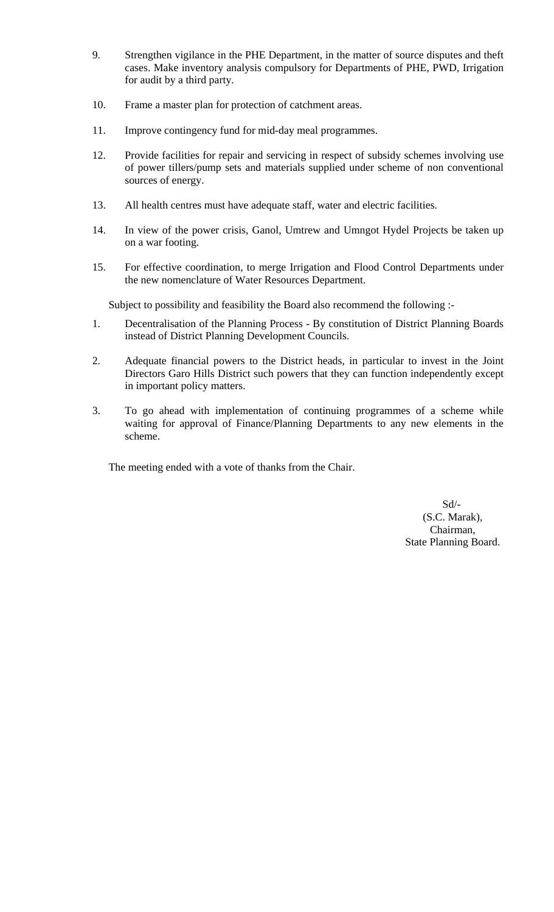9. Strengthen vigilance in the PHE Department, in the matter of source disputes and theft cases. Make inventory analysis compulsory for Departments of PHE, PWD, Irrigation for audit by a third party.

10. Frame a master plan for protection of catchment areas.

11. Improve contingency fund for mid-day meal programmes.

12. Provide facilities for repair and servicing in respect of subsidy schemes involving use of power tillers/pump sets and materials supplied under scheme of non conventional sources of energy.

13. All health centres must have adequate staff, water and electric facilities.

14. In view of the power crisis, Ganol, Umtrew and Umngot Hydel Projects be taken up on a war footing.

15. For effective coordination, to merge Irrigation and Flood Control Departments under the new nomenclature of Water Resources Department.

Subject to possibility and feasibility the Board also recommend the following :-

1. Decentralisation of the Planning Process - By constitution of District Planning Boards instead of District Planning Development Councils.

2. Adequate financial powers to the District heads, in particular to invest in the Joint Directors Garo Hills District such powers that they can function independently except in important policy matters.

3. To go ahead with implementation of continuing programmes of a scheme while waiting for approval of Finance/Planning Departments to any new elements in the scheme.

The meeting ended with a vote of thanks from the Chair.

Sd/-
(S.C. Marak),
Chairman,
State Planning Board.